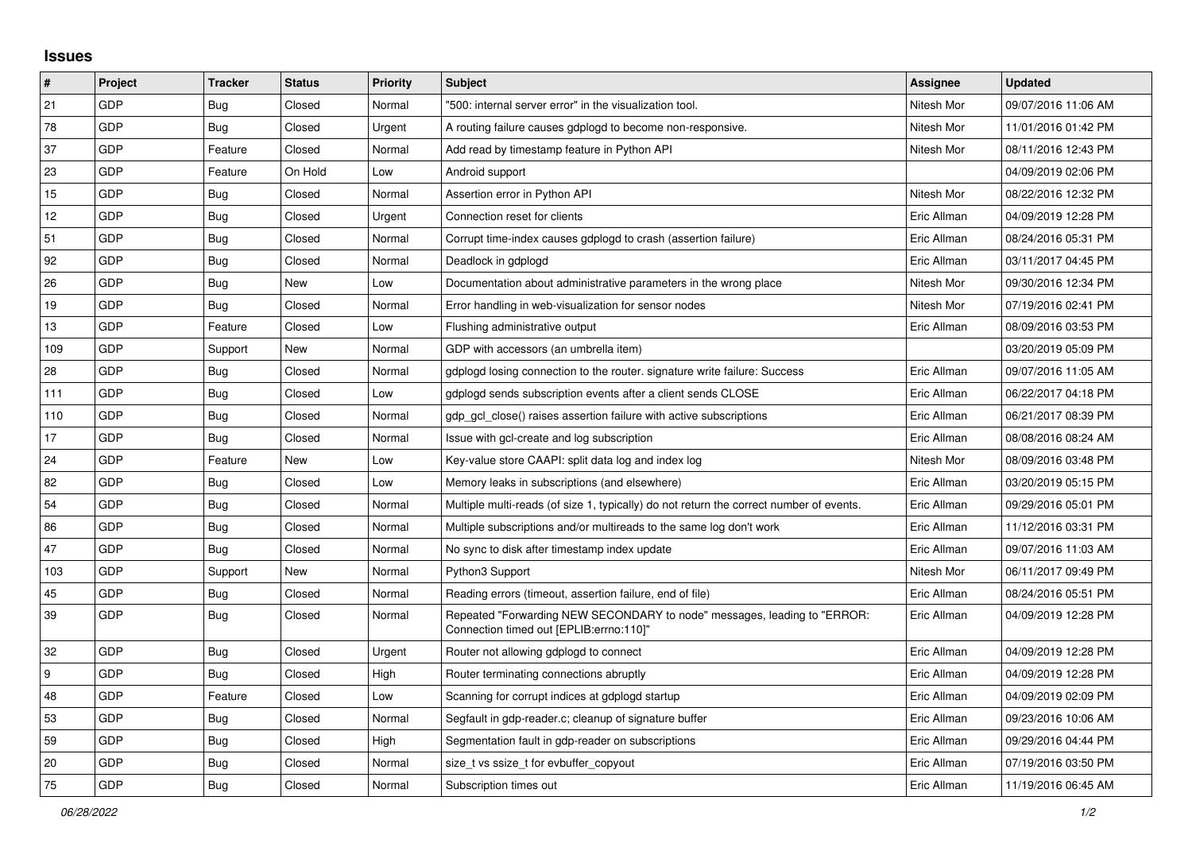# Issues

| # | Project | Tracker | Status | Priority | Subject | Assignee | Updated |
|---|---|---|---|---|---|---|---|
| 21 | GDP | Bug | Closed | Normal | "500: internal server error" in the visualization tool. | Nitesh Mor | 09/07/2016 11:06 AM |
| 78 | GDP | Bug | Closed | Urgent | A routing failure causes gdplogd to become non-responsive. | Nitesh Mor | 11/01/2016 01:42 PM |
| 37 | GDP | Feature | Closed | Normal | Add read by timestamp feature in Python API | Nitesh Mor | 08/11/2016 12:43 PM |
| 23 | GDP | Feature | On Hold | Low | Android support | | 04/09/2019 02:06 PM |
| 15 | GDP | Bug | Closed | Normal | Assertion error in Python API | Nitesh Mor | 08/22/2016 12:32 PM |
| 12 | GDP | Bug | Closed | Urgent | Connection reset for clients | Eric Allman | 04/09/2019 12:28 PM |
| 51 | GDP | Bug | Closed | Normal | Corrupt time-index causes gdplogd to crash (assertion failure) | Eric Allman | 08/24/2016 05:31 PM |
| 92 | GDP | Bug | Closed | Normal | Deadlock in gdplogd | Eric Allman | 03/11/2017 04:45 PM |
| 26 | GDP | Bug | New | Low | Documentation about administrative parameters in the wrong place | Nitesh Mor | 09/30/2016 12:34 PM |
| 19 | GDP | Bug | Closed | Normal | Error handling in web-visualization for sensor nodes | Nitesh Mor | 07/19/2016 02:41 PM |
| 13 | GDP | Feature | Closed | Low | Flushing administrative output | Eric Allman | 08/09/2016 03:53 PM |
| 109 | GDP | Support | New | Normal | GDP with accessors (an umbrella item) | | 03/20/2019 05:09 PM |
| 28 | GDP | Bug | Closed | Normal | gdplogd losing connection to the router. signature write failure: Success | Eric Allman | 09/07/2016 11:05 AM |
| 111 | GDP | Bug | Closed | Low | gdplogd sends subscription events after a client sends CLOSE | Eric Allman | 06/22/2017 04:18 PM |
| 110 | GDP | Bug | Closed | Normal | gdp_gcl_close() raises assertion failure with active subscriptions | Eric Allman | 06/21/2017 08:39 PM |
| 17 | GDP | Bug | Closed | Normal | Issue with gcl-create and log subscription | Eric Allman | 08/08/2016 08:24 AM |
| 24 | GDP | Feature | New | Low | Key-value store CAAPI: split data log and index log | Nitesh Mor | 08/09/2016 03:48 PM |
| 82 | GDP | Bug | Closed | Low | Memory leaks in subscriptions (and elsewhere) | Eric Allman | 03/20/2019 05:15 PM |
| 54 | GDP | Bug | Closed | Normal | Multiple multi-reads (of size 1, typically) do not return the correct number of events. | Eric Allman | 09/29/2016 05:01 PM |
| 86 | GDP | Bug | Closed | Normal | Multiple subscriptions and/or multireads to the same log don't work | Eric Allman | 11/12/2016 03:31 PM |
| 47 | GDP | Bug | Closed | Normal | No sync to disk after timestamp index update | Eric Allman | 09/07/2016 11:03 AM |
| 103 | GDP | Support | New | Normal | Python3 Support | Nitesh Mor | 06/11/2017 09:49 PM |
| 45 | GDP | Bug | Closed | Normal | Reading errors (timeout, assertion failure, end of file) | Eric Allman | 08/24/2016 05:51 PM |
| 39 | GDP | Bug | Closed | Normal | Repeated "Forwarding NEW SECONDARY to node" messages, leading to "ERROR: Connection timed out [EPLIB:errno:110]" | Eric Allman | 04/09/2019 12:28 PM |
| 32 | GDP | Bug | Closed | Urgent | Router not allowing gdplogd to connect | Eric Allman | 04/09/2019 12:28 PM |
| 9 | GDP | Bug | Closed | High | Router terminating connections abruptly | Eric Allman | 04/09/2019 12:28 PM |
| 48 | GDP | Feature | Closed | Low | Scanning for corrupt indices at gdplogd startup | Eric Allman | 04/09/2019 02:09 PM |
| 53 | GDP | Bug | Closed | Normal | Segfault in gdp-reader.c; cleanup of signature buffer | Eric Allman | 09/23/2016 10:06 AM |
| 59 | GDP | Bug | Closed | High | Segmentation fault in gdp-reader on subscriptions | Eric Allman | 09/29/2016 04:44 PM |
| 20 | GDP | Bug | Closed | Normal | size_t vs ssize_t for evbuffer_copyout | Eric Allman | 07/19/2016 03:50 PM |
| 75 | GDP | Bug | Closed | Normal | Subscription times out | Eric Allman | 11/19/2016 06:45 AM |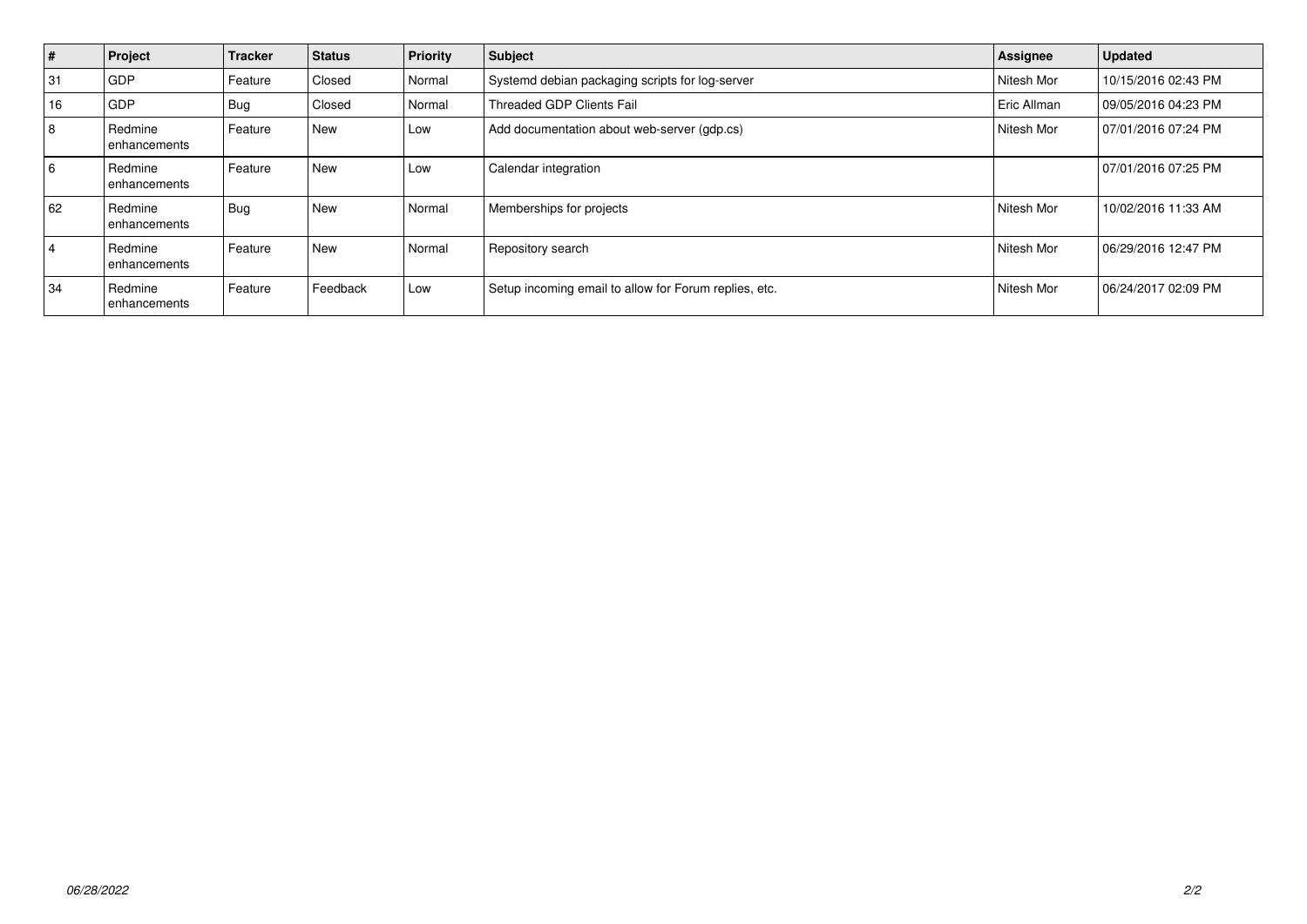| # | Project | Tracker | Status | Priority | Subject | Assignee | Updated |
| --- | --- | --- | --- | --- | --- | --- | --- |
| 31 | GDP | Feature | Closed | Normal | Systemd debian packaging scripts for log-server | Nitesh Mor | 10/15/2016 02:43 PM |
| 16 | GDP | Bug | Closed | Normal | Threaded GDP Clients Fail | Eric Allman | 09/05/2016 04:23 PM |
| 8 | Redmine enhancements | Feature | New | Low | Add documentation about web-server (gdp.cs) | Nitesh Mor | 07/01/2016 07:24 PM |
| 6 | Redmine enhancements | Feature | New | Low | Calendar integration | | 07/01/2016 07:25 PM |
| 62 | Redmine enhancements | Bug | New | Normal | Memberships for projects | Nitesh Mor | 10/02/2016 11:33 AM |
| 4 | Redmine enhancements | Feature | New | Normal | Repository search | Nitesh Mor | 06/29/2016 12:47 PM |
| 34 | Redmine enhancements | Feature | Feedback | Low | Setup incoming email to allow for Forum replies, etc. | Nitesh Mor | 06/24/2017 02:09 PM |